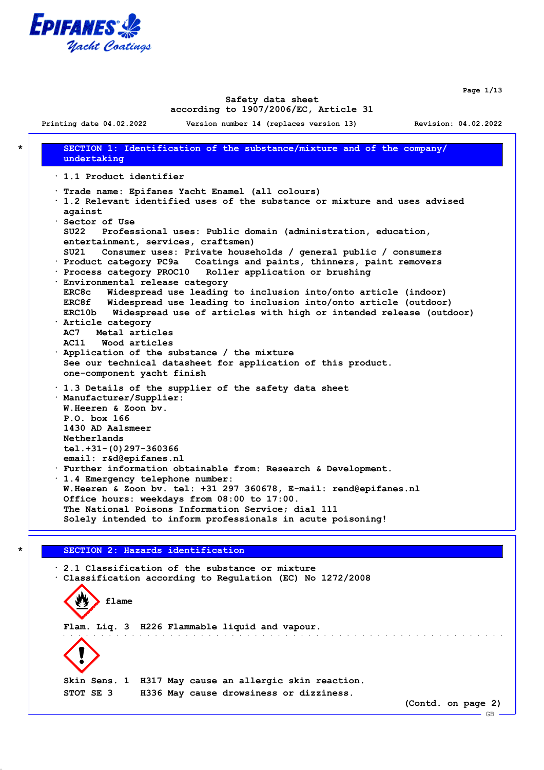Safety data sheet
according to 1907/2006/EC, Article 31

Printing date 04.02.2022 Version number 14 (replaces version 13) Revision: 04.02.2022

## SECTION 1: Identification of the substance/mixture and of the company/ undertaking

· 1.1 Product identifier

· Trade name: Epifanes Yacht Enamel (all colours)
· 1.2 Relevant identified uses of the substance or mixture and uses advised against
· Sector of Use
SU22 Professional uses: Public domain (administration, education, entertainment, services, craftsmen)
SU21 Consumer uses: Private households / general public / consumers
· Product category PC9a Coatings and paints, thinners, paint removers
· Process category PROC10 Roller application or brushing
· Environmental release category
ERC8c Widespread use leading to inclusion into/onto article (indoor)
ERC8f Widespread use leading to inclusion into/onto article (outdoor)
ERC10b Widespread use of articles with high or intended release (outdoor)
· Article category
AC7 Metal articles
AC11 Wood articles
· Application of the substance / the mixture
See our technical datasheet for application of this product.
one-component yacht finish

· 1.3 Details of the supplier of the safety data sheet
· Manufacturer/Supplier:
W.Heeren & Zoon bv.
P.O. box 166
1430 AD Aalsmeer
Netherlands
tel.+31-(0)297-360366
email: r&d@epifanes.nl
· Further information obtainable from: Research & Development.
· 1.4 Emergency telephone number:
W.Heeren & Zoon bv. tel: +31 297 360678, E-mail: rend@epifanes.nl
Office hours: weekdays from 08:00 to 17:00.
The National Poisons Information Service; dial 111
Solely intended to inform professionals in acute poisoning!

## SECTION 2: Hazards identification

· 2.1 Classification of the substance or mixture
· Classification according to Regulation (EC) No 1272/2008

flame

Flam. Liq. 3 H226 Flammable liquid and vapour.

Skin Sens. 1 H317 May cause an allergic skin reaction.
STOT SE 3 H336 May cause drowsiness or dizziness.

(Contd. on page 2)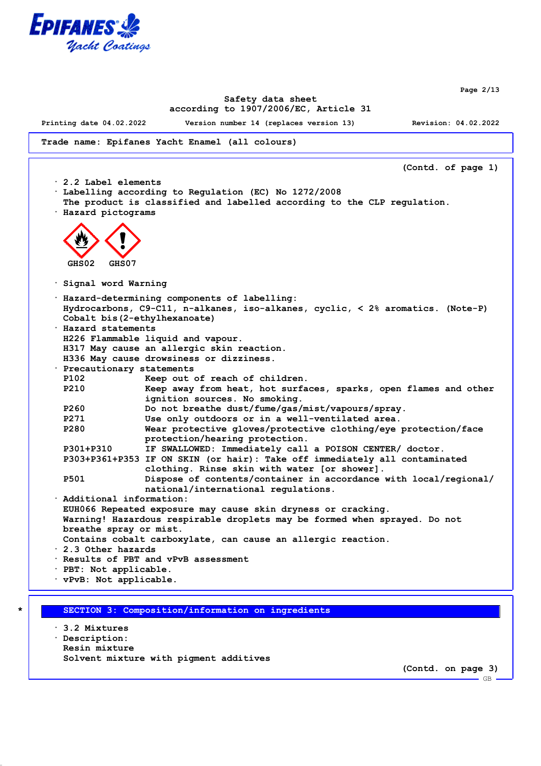Trade name: Epifanes Yacht Enamel (all colours)

(Contd. of page 1)

· 2.2 Label elements
· Labelling according to Regulation (EC) No 1272/2008
The product is classified and labelled according to the CLP regulation.
· Hazard pictograms

GHS02 GHS07

· Signal word Warning

· Hazard-determining components of labelling:
Hydrocarbons, C9-C11, n-alkanes, iso-alkanes, cyclic, < 2% aromatics. (Note-P)
Cobalt bis(2-ethylhexanoate)
· Hazard statements
H226 Flammable liquid and vapour.
H317 May cause an allergic skin reaction.
H336 May cause drowsiness or dizziness.
· Precautionary statements

| | |
|---|---|
| P102 | Keep out of reach of children. |
| P210 | Keep away from heat, hot surfaces, sparks, open flames and other ignition sources. No smoking. |
| P260 | Do not breathe dust/fume/gas/mist/vapours/spray. |
| P271 | Use only outdoors or in a well-ventilated area. |
| P280 | Wear protective gloves/protective clothing/eye protection/face protection/hearing protection. |
| P301+P310 | IF SWALLOWED: Immediately call a POISON CENTER/ doctor. |
| P303+P361+P353 | IF ON SKIN (or hair): Take off immediately all contaminated clothing. Rinse skin with water [or shower]. |
| P501 | Dispose of contents/container in accordance with local/regional/ national/international regulations. |

· Additional information:
EUH066 Repeated exposure may cause skin dryness or cracking.
Warning! Hazardous respirable droplets may be formed when sprayed. Do not breathe spray or mist.
Contains cobalt carboxylate, can cause an allergic reaction.
· 2.3 Other hazards
· Results of PBT and vPvB assessment
· PBT: Not applicable.
· vPvB: Not applicable.

## SECTION 3: Composition/information on ingredients

· 3.2 Mixtures
· Description:
Resin mixture
Solvent mixture with pigment additives

(Contd. on page 3)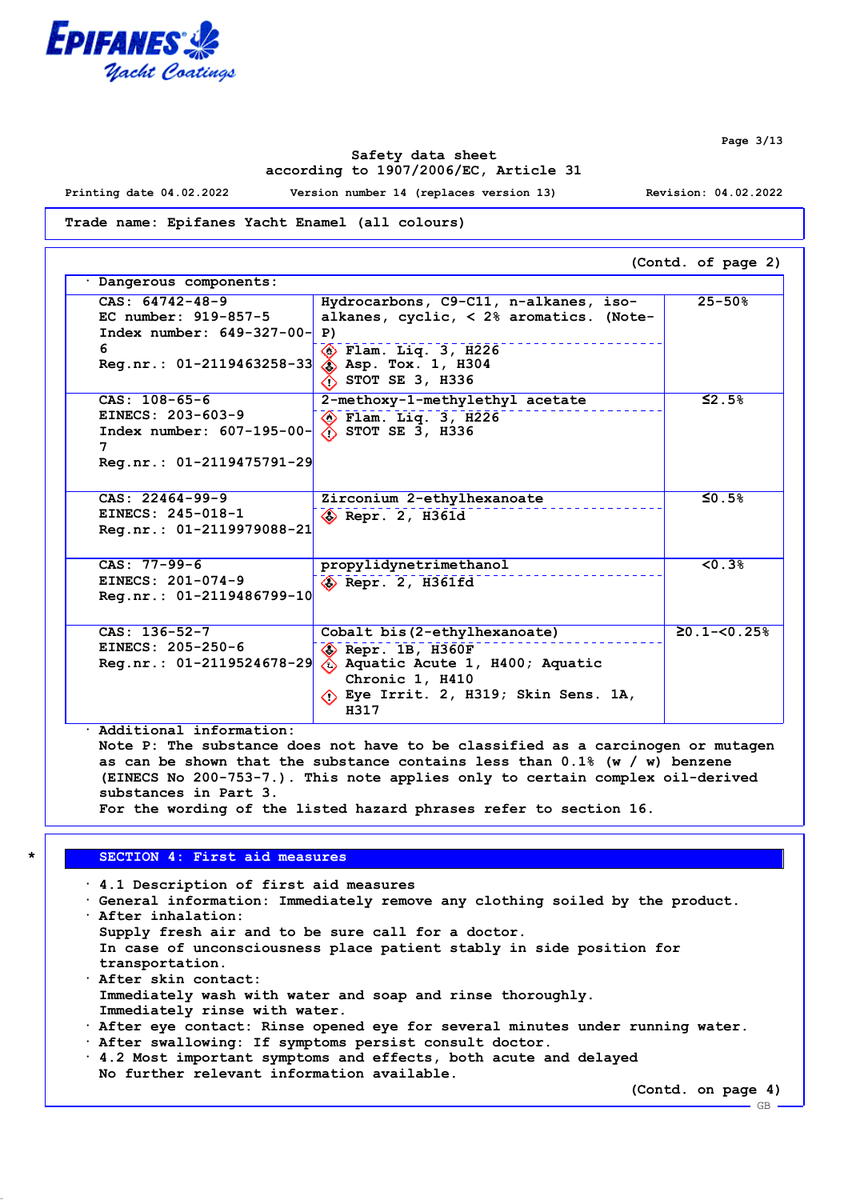Safety data sheet
according to 1907/2006/EC, Article 31

Printing date 04.02.2022 Version number 14 (replaces version 13) Revision: 04.02.2022

Trade name: Epifanes Yacht Enamel (all colours)

(Contd. of page 2)

· Dangerous components:

| | | |
|---|---|---|
| CAS: 64742-48-9<br>EC number: 919-857-5<br>Index number: 649-327-00-6<br>Reg.nr.: 01-2119463258-33 | Hydrocarbons, C9-C11, n-alkanes, iso-alkanes, cyclic, < 2% aromatics. (Note-P)<br>Flam. Liq. 3, H226<br>Asp. Tox. 1, H304<br>STOT SE 3, H336 | 25-50% |
| CAS: 108-65-6<br>EINECS: 203-603-9<br>Index number: 607-195-00-7<br>Reg.nr.: 01-2119475791-29 | 2-methoxy-1-methylethyl acetate<br>Flam. Liq. 3, H226<br>STOT SE 3, H336 | ≤2.5% |
| CAS: 22464-99-9<br>EINECS: 245-018-1<br>Reg.nr.: 01-2119979088-21 | Zirconium 2-ethylhexanoate<br>Repr. 2, H361d | ≤0.5% |
| CAS: 77-99-6<br>EINECS: 201-074-9<br>Reg.nr.: 01-2119486799-10 | propylidynetrimethanol<br>Repr. 2, H361fd | <0.3% |
| CAS: 136-52-7<br>EINECS: 205-250-6<br>Reg.nr.: 01-2119524678-29 | Cobalt bis(2-ethylhexanoate)<br>Repr. 1B, H360F<br>Aquatic Acute 1, H400; Aquatic Chronic 1, H410<br>Eye Irrit. 2, H319; Skin Sens. 1A, H317 | ≥0.1-<0.25% |

· Additional information:
Note P: The substance does not have to be classified as a carcinogen or mutagen as can be shown that the substance contains less than 0.1% (w / w) benzene (EINECS No 200-753-7.). This note applies only to certain complex oil-derived substances in Part 3.
For the wording of the listed hazard phrases refer to section 16.

## * SECTION 4: First aid measures

· 4.1 Description of first aid measures
· General information: Immediately remove any clothing soiled by the product.
· After inhalation:
Supply fresh air and to be sure call for a doctor.
In case of unconsciousness place patient stably in side position for transportation.
· After skin contact:
Immediately wash with water and soap and rinse thoroughly.
Immediately rinse with water.
· After eye contact: Rinse opened eye for several minutes under running water.
· After swallowing: If symptoms persist consult doctor.
· 4.2 Most important symptoms and effects, both acute and delayed
No further relevant information available.

(Contd. on page 4)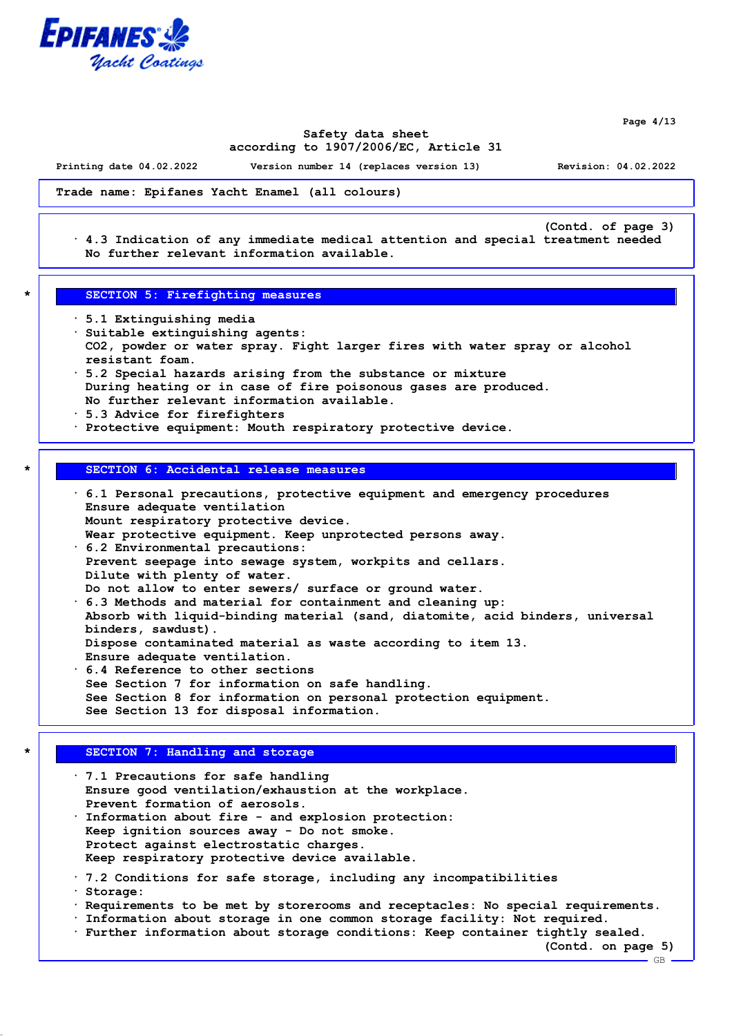Trade name: Epifanes Yacht Enamel (all colours)

(Contd. of page 3)

· 4.3 Indication of any immediate medical attention and special treatment needed
No further relevant information available.

## * SECTION 5: Firefighting measures

· 5.1 Extinguishing media
· Suitable extinguishing agents:
$CO_2$, powder or water spray. Fight larger fires with water spray or alcohol resistant foam.
· 5.2 Special hazards arising from the substance or mixture
During heating or in case of fire poisonous gases are produced.
No further relevant information available.
· 5.3 Advice for firefighters
· Protective equipment: Mouth respiratory protective device.

## * SECTION 6: Accidental release measures

· 6.1 Personal precautions, protective equipment and emergency procedures
Ensure adequate ventilation
Mount respiratory protective device.
Wear protective equipment. Keep unprotected persons away.
· 6.2 Environmental precautions:
Prevent seepage into sewage system, workpits and cellars.
Dilute with plenty of water.
Do not allow to enter sewers/ surface or ground water.
· 6.3 Methods and material for containment and cleaning up:
Absorb with liquid-binding material (sand, diatomite, acid binders, universal binders, sawdust).
Dispose contaminated material as waste according to item 13.
Ensure adequate ventilation.
· 6.4 Reference to other sections
See Section 7 for information on safe handling.
See Section 8 for information on personal protection equipment.
See Section 13 for disposal information.

## * SECTION 7: Handling and storage

· 7.1 Precautions for safe handling
Ensure good ventilation/exhaustion at the workplace.
Prevent formation of aerosols.
· Information about fire - and explosion protection:
Keep ignition sources away - Do not smoke.
Protect against electrostatic charges.
Keep respiratory protective device available.

· 7.2 Conditions for safe storage, including any incompatibilities
· Storage:
· Requirements to be met by storerooms and receptacles: No special requirements.
· Information about storage in one common storage facility: Not required.
· Further information about storage conditions: Keep container tightly sealed.

(Contd. on page 5)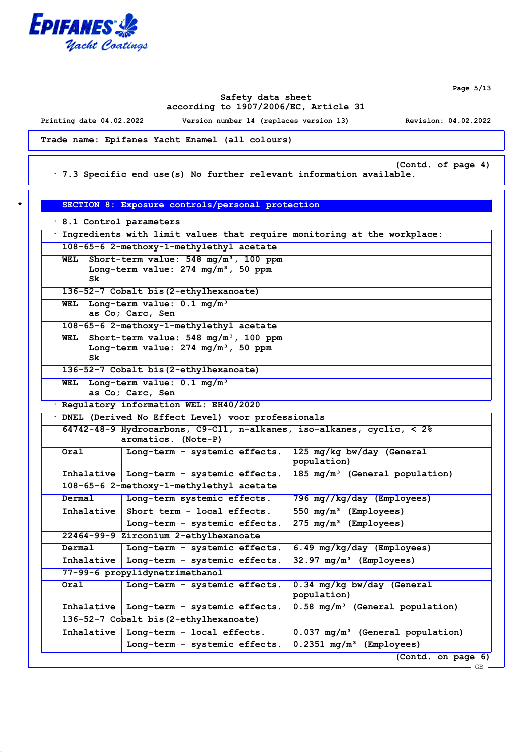Safety data sheet
according to 1907/2006/EC, Article 31

Printing date 04.02.2022 Version number 14 (replaces version 13) Revision: 04.02.2022

**Trade name: Epifanes Yacht Enamel (all colours)**

(Contd. of page 4)

· 7.3 Specific end use(s) No further relevant information available.

## SECTION 8: Exposure controls/personal protection

· 8.1 Control parameters

· Ingredients with limit values that require monitoring at the workplace:

| | |
|---|---|
| **108-65-6 2-methoxy-1-methylethyl acetate** | |
| WEL | Short-term value: 548 mg/m³, 100 ppm<br>Long-term value: 274 mg/m³, 50 ppm<br>Sk |
| **136-52-7 Cobalt bis(2-ethylhexanoate)** | |
| WEL | Long-term value: 0.1 mg/m³<br>as Co; Carc, Sen |
| **108-65-6 2-methoxy-1-methylethyl acetate** | |
| WEL | Short-term value: 548 mg/m³, 100 ppm<br>Long-term value: 274 mg/m³, 50 ppm<br>Sk |
| **136-52-7 Cobalt bis(2-ethylhexanoate)** | |
| WEL | Long-term value: 0.1 mg/m³<br>as Co; Carc, Sen |

· Regulatory information WEL: EH40/2020

· DNEL (Derived No Effect Level) voor professionals

| | | |
|---|---|---|
| **64742-48-9 Hydrocarbons, C9-C11, n-alkanes, iso-alkanes, cyclic, < 2% aromatics. (Note-P)** | | |
| Oral | Long-term - systemic effects. | 125 mg/kg bw/day (General population) |
| Inhalative | Long-term - systemic effects. | 185 mg/m³ (General population) |
| **108-65-6 2-methoxy-1-methylethyl acetate** | | |
| Dermal | Long-term systemic effects. | 796 mg//kg/day (Employees) |
| Inhalative | Short term - local effects. | 550 mg/m³ (Employees) |
| | Long-term - systemic effects. | 275 mg/m³ (Employees) |
| **22464-99-9 Zirconium 2-ethylhexanoate** | | |
| Dermal | Long-term - systemic effects. | 6.49 mg/kg/day (Employees) |
| Inhalative | Long-term - systemic effects. | 32.97 mg/m³ (Employees) |
| **77-99-6 propylidynetrimethanol** | | |
| Oral | Long-term - systemic effects. | 0.34 mg/kg bw/day (General population) |
| Inhalative | Long-term - systemic effects. | 0.58 mg/m³ (General population) |
| **136-52-7 Cobalt bis(2-ethylhexanoate)** | | |
| Inhalative | Long-term - local effects. | 0.037 mg/m³ (General population) |
| | Long-term - systemic effects. | 0.2351 mg/m³ (Employees) |

(Contd. on page 6)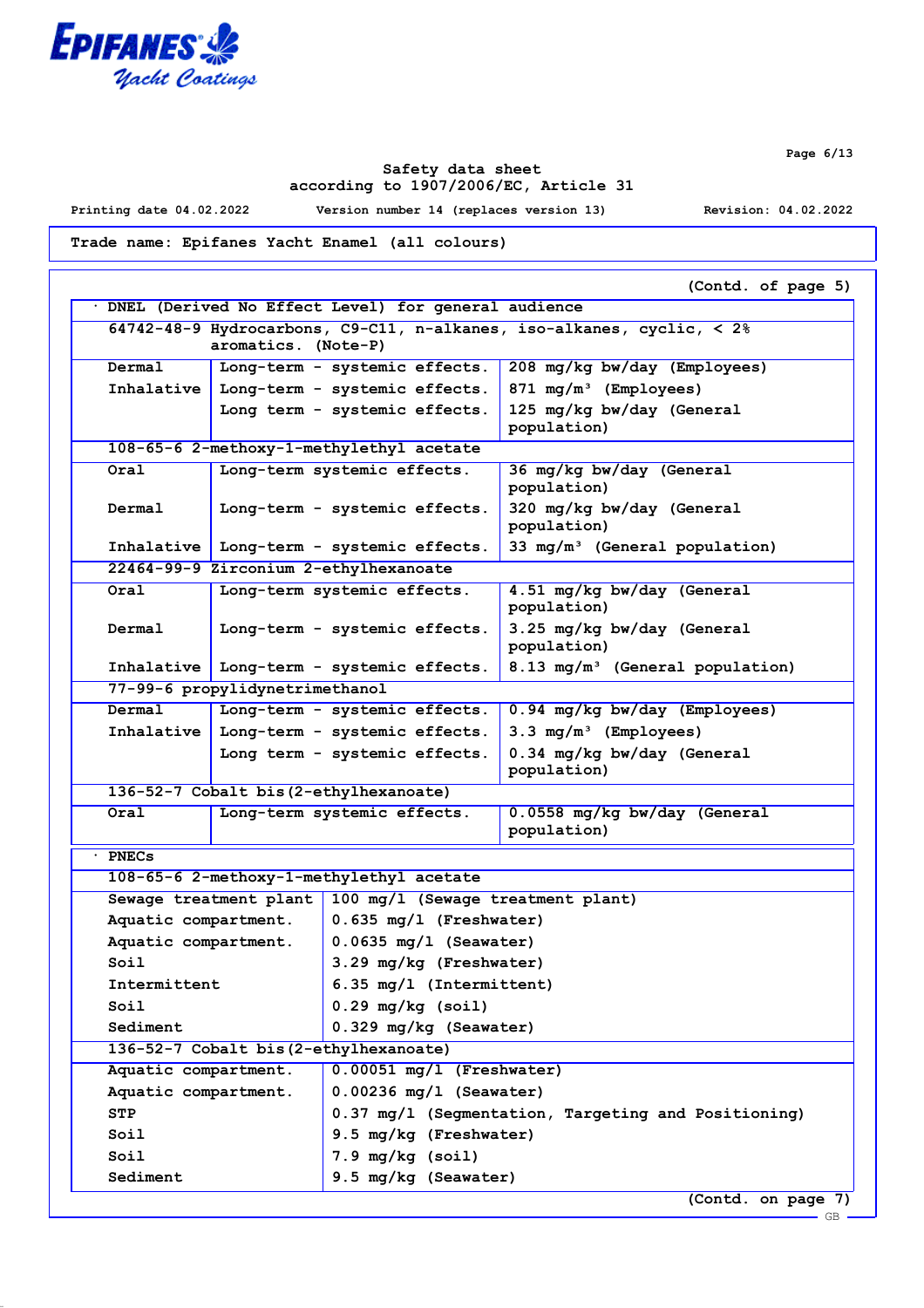Trade name: Epifanes Yacht Enamel (all colours)

(Contd. of page 5)

· DNEL (Derived No Effect Level) for general audience

| | | |
|---|---|---|
| **64742-48-9 Hydrocarbons, C9-C11, n-alkanes, iso-alkanes, cyclic, < 2% aromatics. (Note-P)** | | |
| Dermal | Long-term - systemic effects. | 208 mg/kg bw/day (Employees) |
| Inhalative | Long-term - systemic effects. | 871 mg/m³ (Employees) |
| | Long term - systemic effects. | 125 mg/kg bw/day (General population) |
| **108-65-6 2-methoxy-1-methylethyl acetate** | | |
| Oral | Long-term systemic effects. | 36 mg/kg bw/day (General population) |
| Dermal | Long-term - systemic effects. | 320 mg/kg bw/day (General population) |
| Inhalative | Long-term - systemic effects. | 33 mg/m³ (General population) |
| **22464-99-9 Zirconium 2-ethylhexanoate** | | |
| Oral | Long-term systemic effects. | 4.51 mg/kg bw/day (General population) |
| Dermal | Long-term - systemic effects. | 3.25 mg/kg bw/day (General population) |
| Inhalative | Long-term - systemic effects. | 8.13 mg/m³ (General population) |
| **77-99-6 propylidynetrimethanol** | | |
| Dermal | Long-term - systemic effects. | 0.94 mg/kg bw/day (Employees) |
| Inhalative | Long-term - systemic effects. | 3.3 mg/m³ (Employees) |
| | Long term - systemic effects. | 0.34 mg/kg bw/day (General population) |
| **136-52-7 Cobalt bis(2-ethylhexanoate)** | | |
| Oral | Long-term systemic effects. | 0.0558 mg/kg bw/day (General population) |

· PNECs

| | |
|---|---|
| **108-65-6 2-methoxy-1-methylethyl acetate** | |
| Sewage treatment plant | 100 mg/l (Sewage treatment plant) |
| Aquatic compartment. | 0.635 mg/l (Freshwater) |
| Aquatic compartment. | 0.0635 mg/l (Seawater) |
| Soil | 3.29 mg/kg (Freshwater) |
| Intermittent | 6.35 mg/l (Intermittent) |
| Soil | 0.29 mg/kg (soil) |
| Sediment | 0.329 mg/kg (Seawater) |
| **136-52-7 Cobalt bis(2-ethylhexanoate)** | |
| Aquatic compartment. | 0.00051 mg/l (Freshwater) |
| Aquatic compartment. | 0.00236 mg/l (Seawater) |
| STP | 0.37 mg/l (Segmentation, Targeting and Positioning) |
| Soil | 9.5 mg/kg (Freshwater) |
| Soil | 7.9 mg/kg (soil) |
| Sediment | 9.5 mg/kg (Seawater) |

(Contd. on page 7)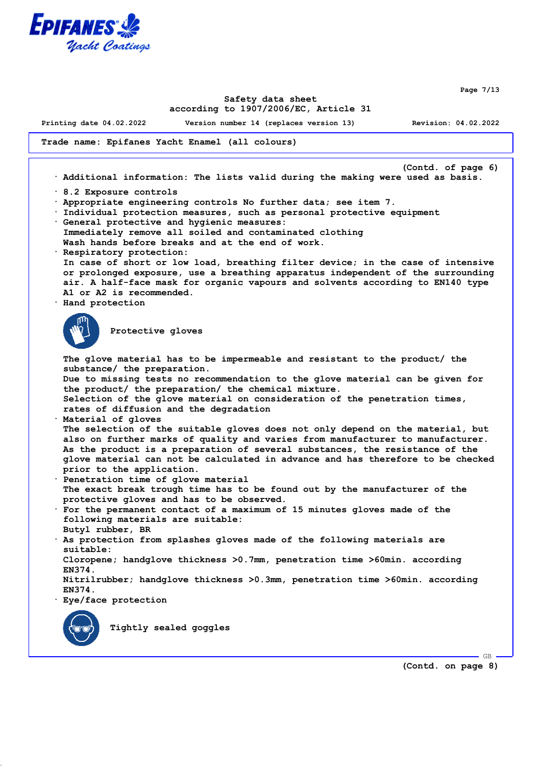Trade name: Epifanes Yacht Enamel (all colours)

(Contd. of page 6)

· Additional information: The lists valid during the making were used as basis.

· 8.2 Exposure controls
· Appropriate engineering controls No further data; see item 7.
· Individual protection measures, such as personal protective equipment
· General protective and hygienic measures:
Immediately remove all soiled and contaminated clothing
Wash hands before breaks and at the end of work.
· Respiratory protection:
In case of short or low load, breathing filter device; in the case of intensive or prolonged exposure, use a breathing apparatus independent of the surrounding air. A half-face mask for organic vapours and solvents according to EN140 type A1 or A2 is recommended.
· Hand protection

Protective gloves

The glove material has to be impermeable and resistant to the product/ the substance/ the preparation.
Due to missing tests no recommendation to the glove material can be given for the product/ the preparation/ the chemical mixture.
Selection of the glove material on consideration of the penetration times, rates of diffusion and the degradation
· Material of gloves
The selection of the suitable gloves does not only depend on the material, but also on further marks of quality and varies from manufacturer to manufacturer. As the product is a preparation of several substances, the resistance of the glove material can not be calculated in advance and has therefore to be checked prior to the application.
· Penetration time of glove material
The exact break trough time has to be found out by the manufacturer of the protective gloves and has to be observed.
· For the permanent contact of a maximum of 15 minutes gloves made of the following materials are suitable:
Butyl rubber, BR
· As protection from splashes gloves made of the following materials are suitable:
Cloropene; handglove thickness >0.7mm, penetration time >60min. according EN374.
Nitrilrubber; handglove thickness >0.3mm, penetration time >60min. according EN374.
· Eye/face protection

Tightly sealed goggles

(Contd. on page 8)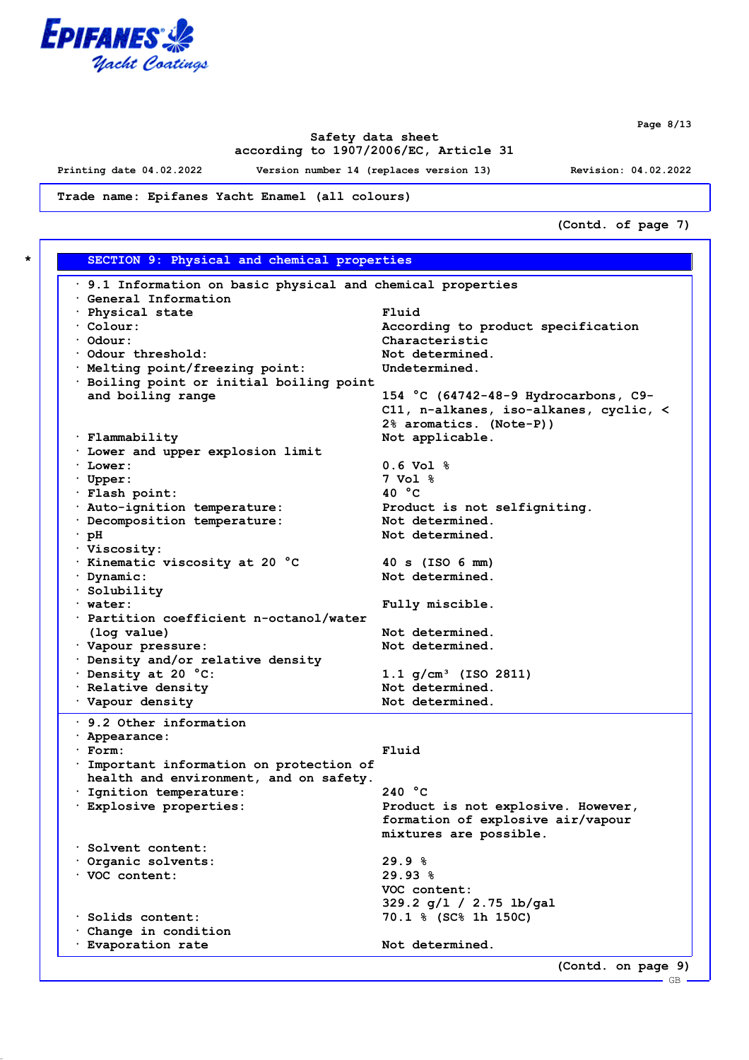Trade name: Epifanes Yacht Enamel (all colours)

(Contd. of page 7)

## SECTION 9: Physical and chemical properties

· 9.1 Information on basic physical and chemical properties

| Property | Value |
|---|---|
| · General Information | |
| · Physical state | Fluid |
| · Colour: | According to product specification |
| · Odour: | Characteristic |
| · Odour threshold: | Not determined. |
| · Melting point/freezing point: | Undetermined. |
| · Boiling point or initial boiling point and boiling range | 154 °C (64742-48-9 Hydrocarbons, C9-C11, n-alkanes, iso-alkanes, cyclic, < 2% aromatics. (Note-P)) |
| · Flammability | Not applicable. |
| · Lower and upper explosion limit | |
| · Lower: | 0.6 Vol % |
| · Upper: | 7 Vol % |
| · Flash point: | 40 °C |
| · Auto-ignition temperature: | Product is not selfigniting. |
| · Decomposition temperature: | Not determined. |
| · pH | Not determined. |
| · Viscosity: | |
| · Kinematic viscosity at 20 °C | 40 s (ISO 6 mm) |
| · Dynamic: | Not determined. |
| · Solubility | |
| · water: | Fully miscible. |
| · Partition coefficient n-octanol/water (log value) | Not determined. |
| · Vapour pressure: | Not determined. |
| · Density and/or relative density | |
| · Density at 20 °C: | 1.1 g/cm³ (ISO 2811) |
| · Relative density | Not determined. |
| · Vapour density | Not determined. |

· 9.2 Other information

| Property | Value |
|---|---|
| · Appearance: | |
| · Form: | Fluid |
| · Important information on protection of health and environment, and on safety. | |
| · Ignition temperature: | 240 °C |
| · Explosive properties: | Product is not explosive. However, formation of explosive air/vapour mixtures are possible. |
| · Solvent content: | |
| · Organic solvents: | 29.9 % |
| · VOC content: | 29.93 %<br>VOC content:<br>329.2 g/l / 2.75 lb/gal |
| · Solids content: | 70.1 % (SC% 1h 150C) |
| · Change in condition | |
| · Evaporation rate | Not determined. |

(Contd. on page 9)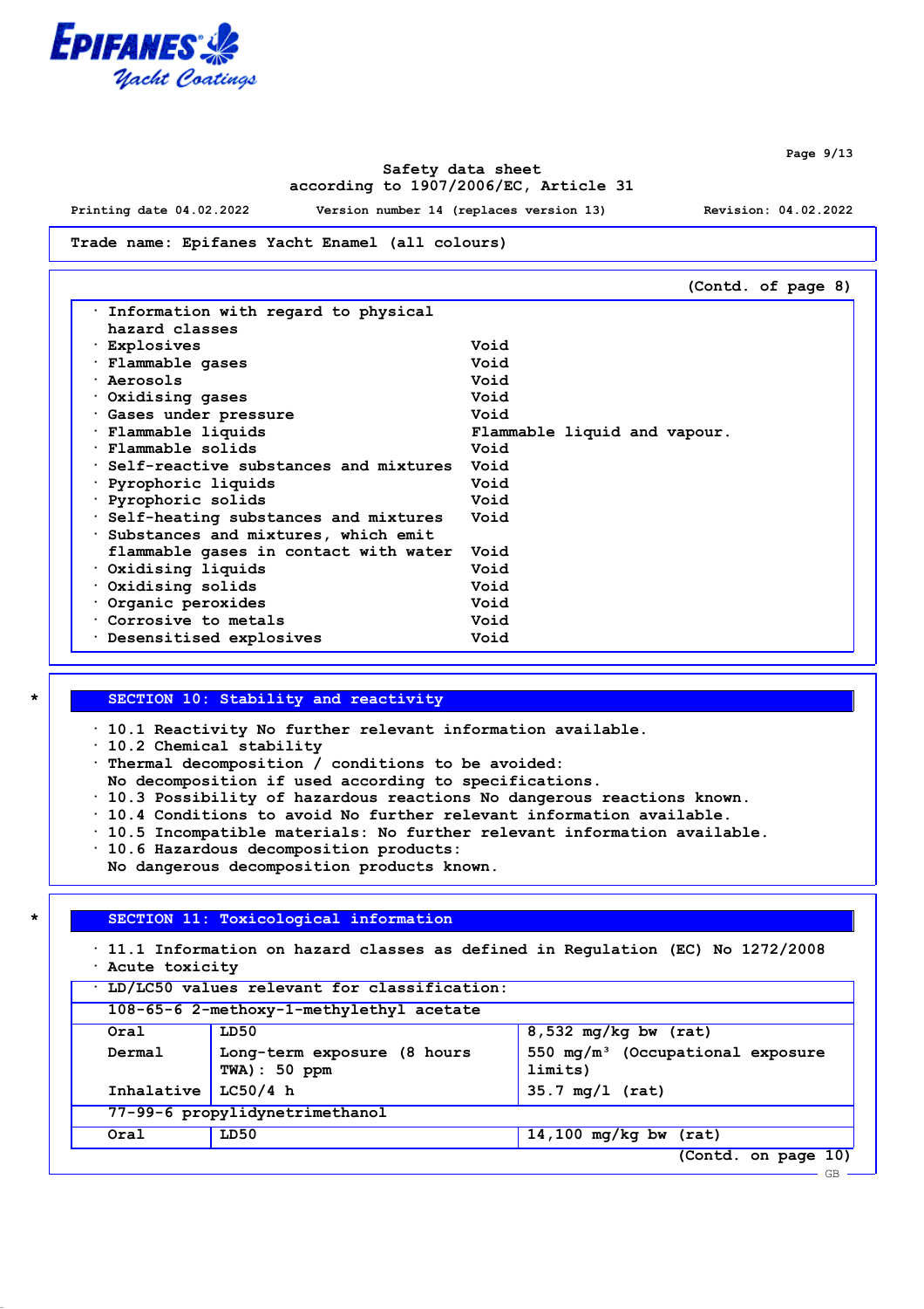Trade name: Epifanes Yacht Enamel (all colours)

(Contd. of page 8)

- Information with regard to physical hazard classes

| | |
|---|---|
| · Explosives | Void |
| · Flammable gases | Void |
| · Aerosols | Void |
| · Oxidising gases | Void |
| · Gases under pressure | Void |
| · Flammable liquids | Flammable liquid and vapour. |
| · Flammable solids | Void |
| · Self-reactive substances and mixtures | Void |
| · Pyrophoric liquids | Void |
| · Pyrophoric solids | Void |
| · Self-heating substances and mixtures | Void |
| · Substances and mixtures, which emit flammable gases in contact with water | Void |
| · Oxidising liquids | Void |
| · Oxidising solids | Void |
| · Organic peroxides | Void |
| · Corrosive to metals | Void |
| · Desensitised explosives | Void |

## SECTION 10: Stability and reactivity

- 10.1 Reactivity No further relevant information available.
- 10.2 Chemical stability
- Thermal decomposition / conditions to be avoided:
  No decomposition if used according to specifications.
- 10.3 Possibility of hazardous reactions No dangerous reactions known.
- 10.4 Conditions to avoid No further relevant information available.
- 10.5 Incompatible materials: No further relevant information available.
- 10.6 Hazardous decomposition products:
  No dangerous decomposition products known.

## SECTION 11: Toxicological information

- 11.1 Information on hazard classes as defined in Regulation (EC) No 1272/2008
- Acute toxicity

| · LD/LC50 values relevant for classification: | | |
|---|---|---|
| **108-65-6 2-methoxy-1-methylethyl acetate** | | |
| Oral | LD50 | 8,532 mg/kg bw (rat) |
| Dermal | Long-term exposure (8 hours TWA): 50 ppm | 550 mg/m³ (Occupational exposure limits) |
| Inhalative | LC50/4 h | 35.7 mg/l (rat) |
| **77-99-6 propylidynetrimethanol** | | |
| Oral | LD50 | 14,100 mg/kg bw (rat) |

(Contd. on page 10)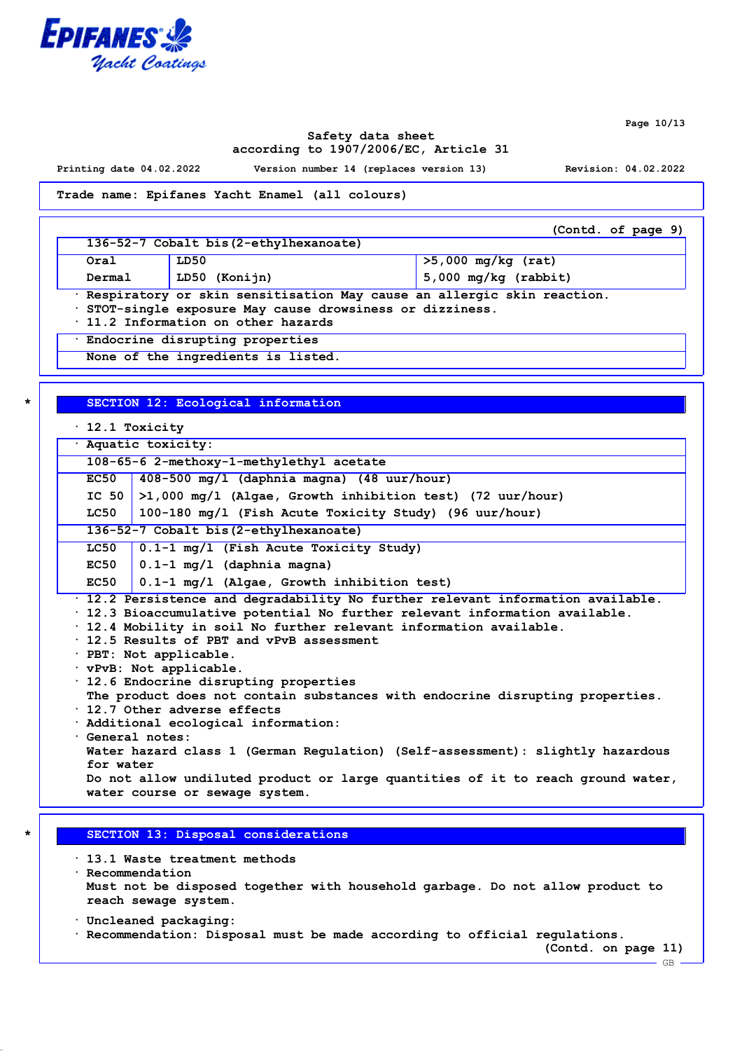**Trade name: Epifanes Yacht Enamel (all colours)**

(Contd. of page 9)

| 136-52-7 Cobalt bis(2-ethylhexanoate) | | |
|---|---|---|
| Oral | LD50 | >5,000 mg/kg (rat) |
| Dermal | LD50 (Konijn) | 5,000 mg/kg (rabbit) |

· Respiratory or skin sensitisation May cause an allergic skin reaction.
· STOT-single exposure May cause drowsiness or dizziness.
· 11.2 Information on other hazards

· Endocrine disrupting properties
None of the ingredients is listed.

## SECTION 12: Ecological information

· 12.1 Toxicity

| · Aquatic toxicity: | |
|---|---|
| **108-65-6 2-methoxy-1-methylethyl acetate** | |
| EC50 | 408-500 mg/l (daphnia magna) (48 uur/hour) |
| IC 50 | >1,000 mg/l (Algae, Growth inhibition test) (72 uur/hour) |
| LC50 | 100-180 mg/l (Fish Acute Toxicity Study) (96 uur/hour) |
| **136-52-7 Cobalt bis(2-ethylhexanoate)** | |
| LC50 | 0.1-1 mg/l (Fish Acute Toxicity Study) |
| EC50 | 0.1-1 mg/l (daphnia magna) |
| EC50 | 0.1-1 mg/l (Algae, Growth inhibition test) |

· 12.2 Persistence and degradability No further relevant information available.
· 12.3 Bioaccumulative potential No further relevant information available.
· 12.4 Mobility in soil No further relevant information available.
· 12.5 Results of PBT and vPvB assessment
· PBT: Not applicable.
· vPvB: Not applicable.
· 12.6 Endocrine disrupting properties
The product does not contain substances with endocrine disrupting properties.
· 12.7 Other adverse effects
· Additional ecological information:
· General notes:
Water hazard class 1 (German Regulation) (Self-assessment): slightly hazardous for water
Do not allow undiluted product or large quantities of it to reach ground water, water course or sewage system.

## SECTION 13: Disposal considerations

· 13.1 Waste treatment methods
· Recommendation
Must not be disposed together with household garbage. Do not allow product to reach sewage system.

· Uncleaned packaging:
· Recommendation: Disposal must be made according to official regulations.

(Contd. on page 11)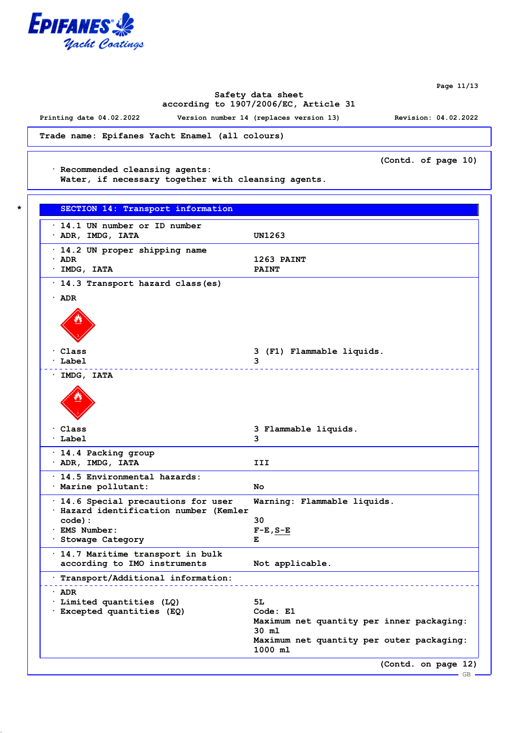Trade name: Epifanes Yacht Enamel (all colours)

(Contd. of page 10)

· Recommended cleansing agents:
Water, if necessary together with cleansing agents.

## * SECTION 14: Transport information

| | |
|---|---|
| · 14.1 UN number or ID number | |
| · ADR, IMDG, IATA | UN1263 |
| · 14.2 UN proper shipping name | |
| · ADR | 1263 PAINT |
| · IMDG, IATA | PAINT |
| · 14.3 Transport hazard class(es) | |
| · ADR | |
| · Class | 3 (F1) Flammable liquids. |
| · Label | 3 |
| · IMDG, IATA | |
| · Class | 3 Flammable liquids. |
| · Label | 3 |
| · 14.4 Packing group | |
| · ADR, IMDG, IATA | III |
| · 14.5 Environmental hazards: | |
| · Marine pollutant: | No |
| · 14.6 Special precautions for user | Warning: Flammable liquids. |
| · Hazard identification number (Kemler code): | 30 |
| · EMS Number: | F-E,S-E |
| · Stowage Category | E |
| · 14.7 Maritime transport in bulk according to IMO instruments | Not applicable. |
| · Transport/Additional information: | |
| · ADR | |
| · Limited quantities (LQ) | 5L |
| · Excepted quantities (EQ) | Code: E1<br>Maximum net quantity per inner packaging: 30 ml<br>Maximum net quantity per outer packaging: 1000 ml |

(Contd. on page 12)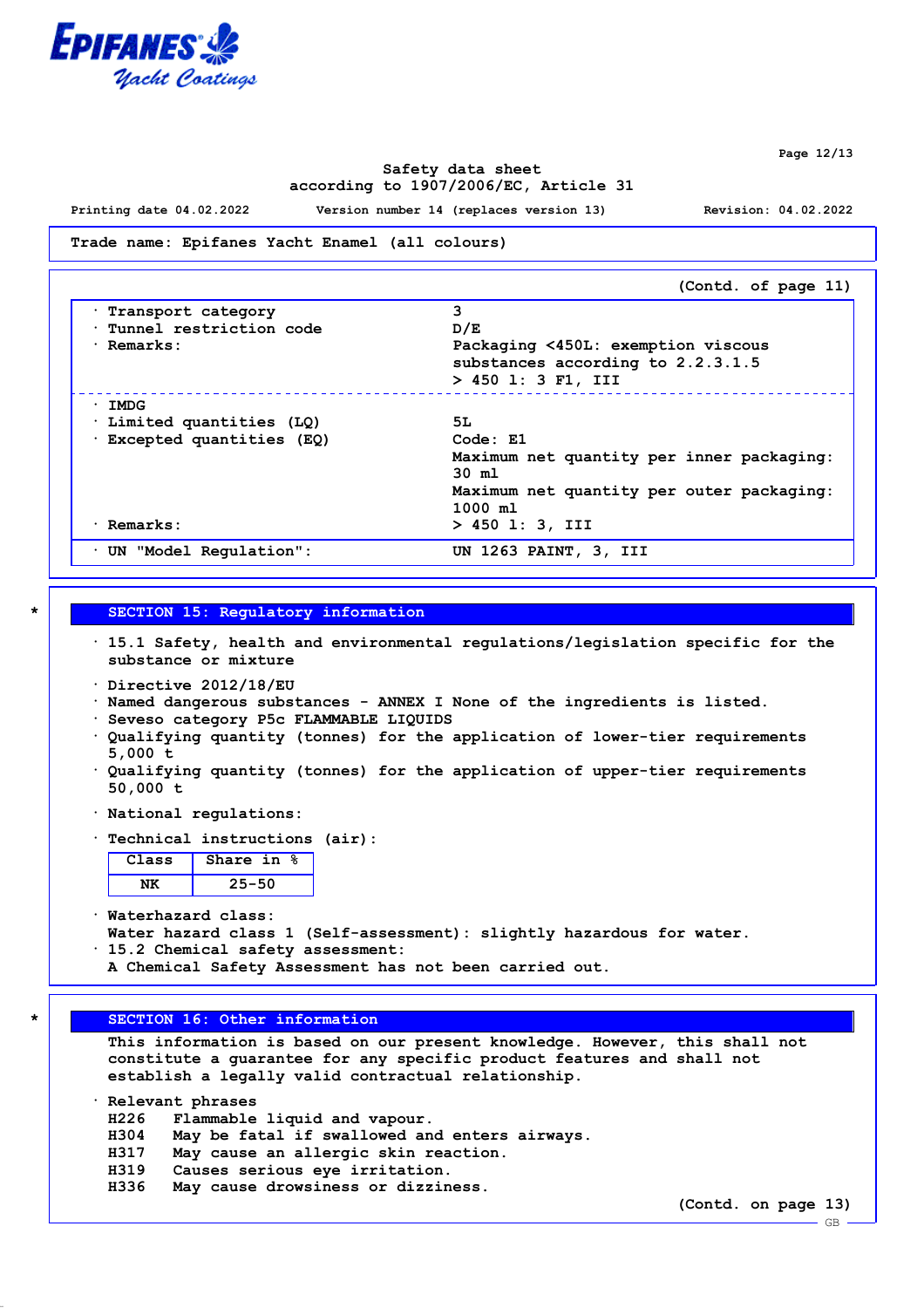**Trade name: Epifanes Yacht Enamel (all colours)**

(Contd. of page 11)

| | |
|---|---|
| · Transport category | 3 |
| · Tunnel restriction code | D/E |
| · Remarks: | Packaging <450L: exemption viscous substances according to 2.2.3.1.5<br>> 450 l: 3 F1, III |
| · IMDG | |
| · Limited quantities (LQ) | 5L |
| · Excepted quantities (EQ) | Code: E1<br>Maximum net quantity per inner packaging: 30 ml<br>Maximum net quantity per outer packaging: 1000 ml |
| · Remarks: | > 450 l: 3, III |
| · UN "Model Regulation": | UN 1263 PAINT, 3, III |

## * SECTION 15: Regulatory information

· 15.1 Safety, health and environmental regulations/legislation specific for the substance or mixture

· Directive 2012/18/EU
· Named dangerous substances - ANNEX I None of the ingredients is listed.
· Seveso category P5c FLAMMABLE LIQUIDS
· Qualifying quantity (tonnes) for the application of lower-tier requirements 5,000 t
· Qualifying quantity (tonnes) for the application of upper-tier requirements 50,000 t

· National regulations:

· Technical instructions (air):

| Class | Share in % |
|---|---|
| NK | 25-50 |

· Waterhazard class:
Water hazard class 1 (Self-assessment): slightly hazardous for water.
· 15.2 Chemical safety assessment:
A Chemical Safety Assessment has not been carried out.

## * SECTION 16: Other information

This information is based on our present knowledge. However, this shall not constitute a guarantee for any specific product features and shall not establish a legally valid contractual relationship.

· Relevant phrases
H226 Flammable liquid and vapour.
H304 May be fatal if swallowed and enters airways.
H317 May cause an allergic skin reaction.
H319 Causes serious eye irritation.
H336 May cause drowsiness or dizziness.

(Contd. on page 13)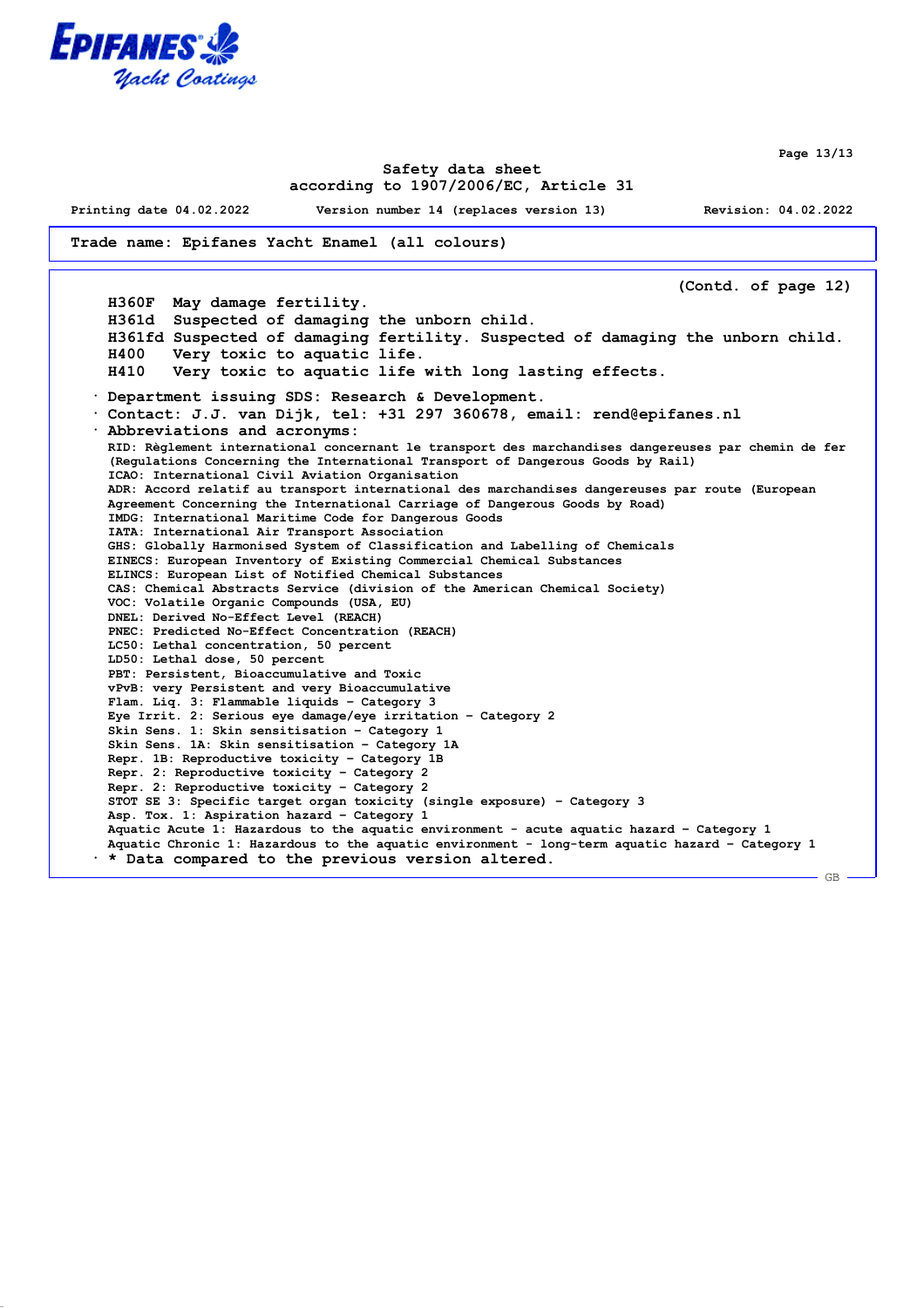Trade name: Epifanes Yacht Enamel (all colours)

(Contd. of page 12)

H360F May damage fertility.
H361d Suspected of damaging the unborn child.
H361fd Suspected of damaging fertility. Suspected of damaging the unborn child.
H400 Very toxic to aquatic life.
H410 Very toxic to aquatic life with long lasting effects.

· Department issuing SDS: Research & Development.
· Contact: J.J. van Dijk, tel: +31 297 360678, email: rend@epifanes.nl
· Abbreviations and acronyms:
RID: Règlement international concernant le transport des marchandises dangereuses par chemin de fer (Regulations Concerning the International Transport of Dangerous Goods by Rail)
ICAO: International Civil Aviation Organisation
ADR: Accord relatif au transport international des marchandises dangereuses par route (European Agreement Concerning the International Carriage of Dangerous Goods by Road)
IMDG: International Maritime Code for Dangerous Goods
IATA: International Air Transport Association
GHS: Globally Harmonised System of Classification and Labelling of Chemicals
EINECS: European Inventory of Existing Commercial Chemical Substances
ELINCS: European List of Notified Chemical Substances
CAS: Chemical Abstracts Service (division of the American Chemical Society)
VOC: Volatile Organic Compounds (USA, EU)
DNEL: Derived No-Effect Level (REACH)
PNEC: Predicted No-Effect Concentration (REACH)
LC50: Lethal concentration, 50 percent
LD50: Lethal dose, 50 percent
PBT: Persistent, Bioaccumulative and Toxic
vPvB: very Persistent and very Bioaccumulative
Flam. Liq. 3: Flammable liquids – Category 3
Eye Irrit. 2: Serious eye damage/eye irritation – Category 2
Skin Sens. 1: Skin sensitisation – Category 1
Skin Sens. 1A: Skin sensitisation – Category 1A
Repr. 1B: Reproductive toxicity – Category 1B
Repr. 2: Reproductive toxicity – Category 2
Repr. 2: Reproductive toxicity – Category 2
STOT SE 3: Specific target organ toxicity (single exposure) – Category 3
Asp. Tox. 1: Aspiration hazard – Category 1
Aquatic Acute 1: Hazardous to the aquatic environment - acute aquatic hazard – Category 1
Aquatic Chronic 1: Hazardous to the aquatic environment - long-term aquatic hazard – Category 1
· * Data compared to the previous version altered.